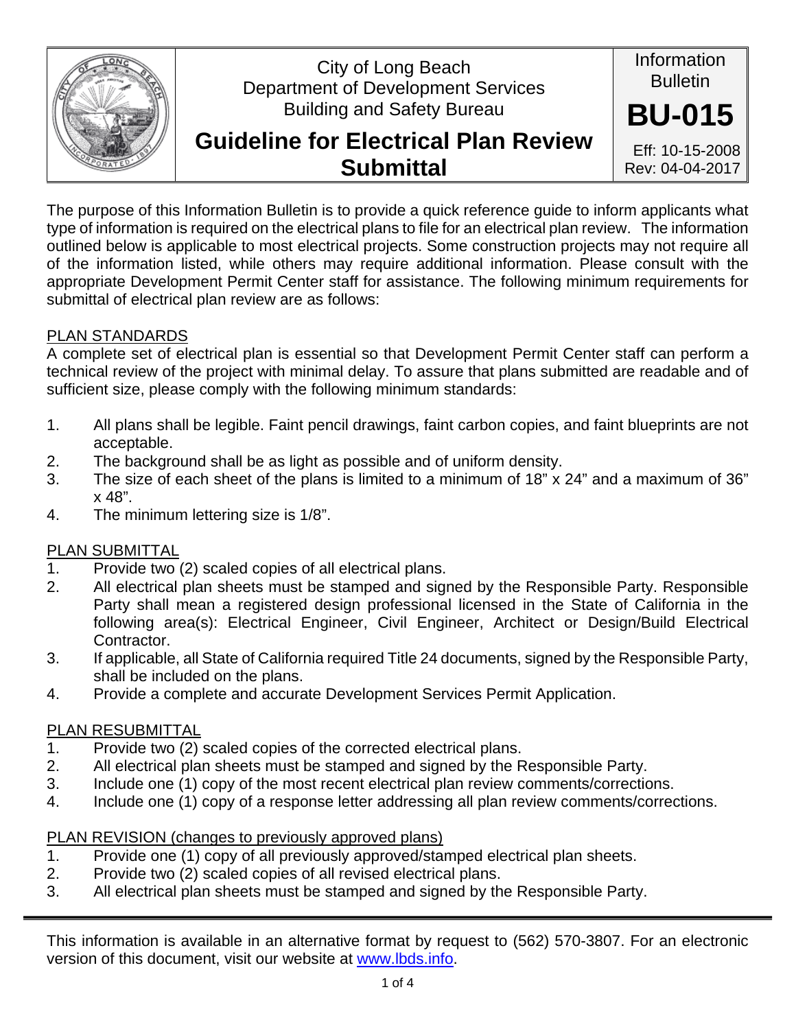City of Long Beach
Department of Development Services
Building and Safety Bureau

# Guideline for Electrical Plan Review Submittal

Information Bulletin

**BU-015**

Eff: 10-15-2008
Rev: 04-04-2017

The purpose of this Information Bulletin is to provide a quick reference guide to inform applicants what type of information is required on the electrical plans to file for an electrical plan review. The information outlined below is applicable to most electrical projects. Some construction projects may not require all of the information listed, while others may require additional information. Please consult with the appropriate Development Permit Center staff for assistance. The following minimum requirements for submittal of electrical plan review are as follows:

## PLAN STANDARDS

A complete set of electrical plan is essential so that Development Permit Center staff can perform a technical review of the project with minimal delay. To assure that plans submitted are readable and of sufficient size, please comply with the following minimum standards:

1. All plans shall be legible. Faint pencil drawings, faint carbon copies, and faint blueprints are not acceptable.
2. The background shall be as light as possible and of uniform density.
3. The size of each sheet of the plans is limited to a minimum of 18" x 24" and a maximum of 36" x 48".
4. The minimum lettering size is 1/8".

## PLAN SUBMITTAL

1. Provide two (2) scaled copies of all electrical plans.
2. All electrical plan sheets must be stamped and signed by the Responsible Party. Responsible Party shall mean a registered design professional licensed in the State of California in the following area(s): Electrical Engineer, Civil Engineer, Architect or Design/Build Electrical Contractor.
3. If applicable, all State of California required Title 24 documents, signed by the Responsible Party, shall be included on the plans.
4. Provide a complete and accurate Development Services Permit Application.

## PLAN RESUBMITTAL

1. Provide two (2) scaled copies of the corrected electrical plans.
2. All electrical plan sheets must be stamped and signed by the Responsible Party.
3. Include one (1) copy of the most recent electrical plan review comments/corrections.
4. Include one (1) copy of a response letter addressing all plan review comments/corrections.

## PLAN REVISION (changes to previously approved plans)

1. Provide one (1) copy of all previously approved/stamped electrical plan sheets.
2. Provide two (2) scaled copies of all revised electrical plans.
3. All electrical plan sheets must be stamped and signed by the Responsible Party.

This information is available in an alternative format by request to (562) 570-3807. For an electronic version of this document, visit our website at www.lbds.info.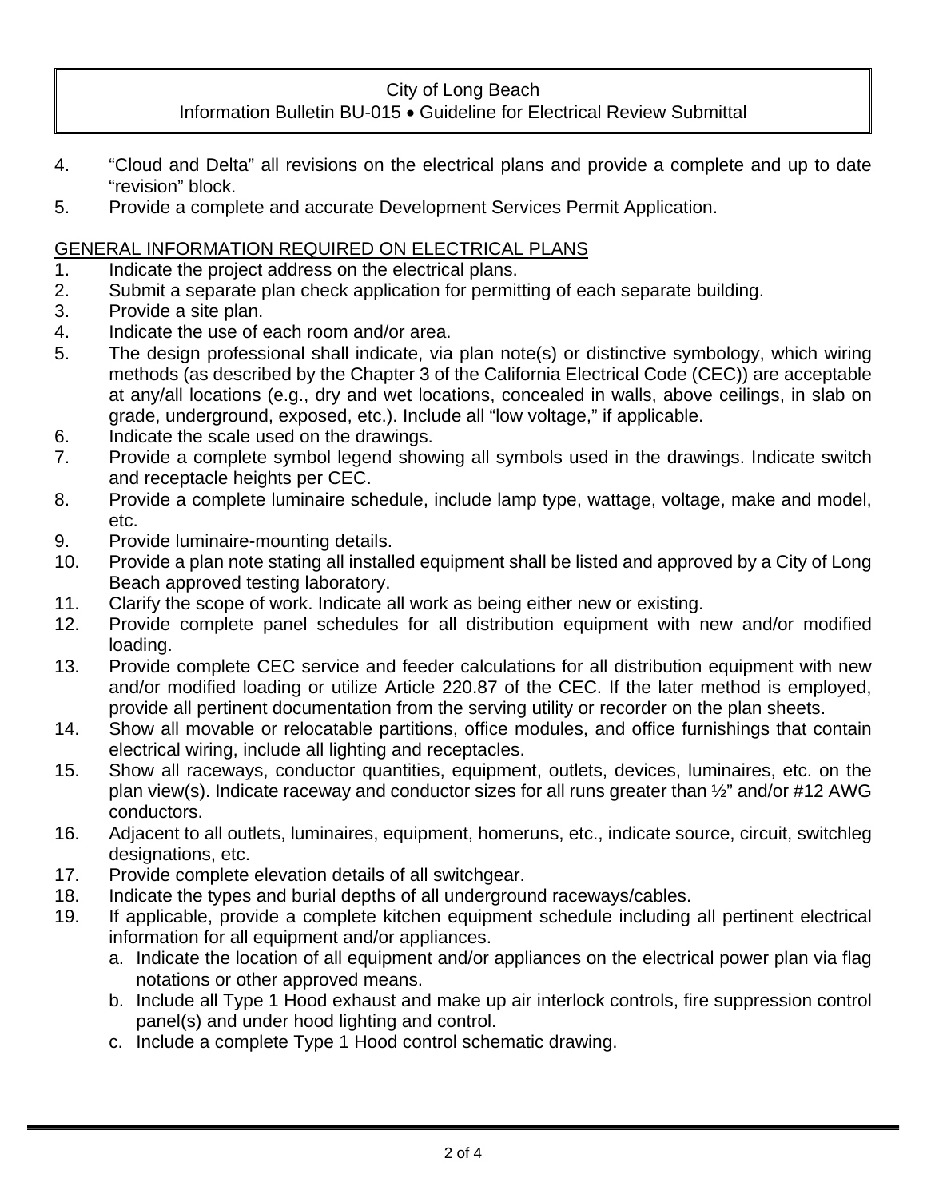4. "Cloud and Delta" all revisions on the electrical plans and provide a complete and up to date "revision" block.
5. Provide a complete and accurate Development Services Permit Application.

## GENERAL INFORMATION REQUIRED ON ELECTRICAL PLANS

1. Indicate the project address on the electrical plans.
2. Submit a separate plan check application for permitting of each separate building.
3. Provide a site plan.
4. Indicate the use of each room and/or area.
5. The design professional shall indicate, via plan note(s) or distinctive symbology, which wiring methods (as described by the Chapter 3 of the California Electrical Code (CEC)) are acceptable at any/all locations (e.g., dry and wet locations, concealed in walls, above ceilings, in slab on grade, underground, exposed, etc.). Include all "low voltage," if applicable.
6. Indicate the scale used on the drawings.
7. Provide a complete symbol legend showing all symbols used in the drawings. Indicate switch and receptacle heights per CEC.
8. Provide a complete luminaire schedule, include lamp type, wattage, voltage, make and model, etc.
9. Provide luminaire-mounting details.
10. Provide a plan note stating all installed equipment shall be listed and approved by a City of Long Beach approved testing laboratory.
11. Clarify the scope of work. Indicate all work as being either new or existing.
12. Provide complete panel schedules for all distribution equipment with new and/or modified loading.
13. Provide complete CEC service and feeder calculations for all distribution equipment with new and/or modified loading or utilize Article 220.87 of the CEC. If the later method is employed, provide all pertinent documentation from the serving utility or recorder on the plan sheets.
14. Show all movable or relocatable partitions, office modules, and office furnishings that contain electrical wiring, include all lighting and receptacles.
15. Show all raceways, conductor quantities, equipment, outlets, devices, luminaires, etc. on the plan view(s). Indicate raceway and conductor sizes for all runs greater than ½" and/or #12 AWG conductors.
16. Adjacent to all outlets, luminaires, equipment, homeruns, etc., indicate source, circuit, switchleg designations, etc.
17. Provide complete elevation details of all switchgear.
18. Indicate the types and burial depths of all underground raceways/cables.
19. If applicable, provide a complete kitchen equipment schedule including all pertinent electrical information for all equipment and/or appliances.
    a. Indicate the location of all equipment and/or appliances on the electrical power plan via flag notations or other approved means.
    b. Include all Type 1 Hood exhaust and make up air interlock controls, fire suppression control panel(s) and under hood lighting and control.
    c. Include a complete Type 1 Hood control schematic drawing.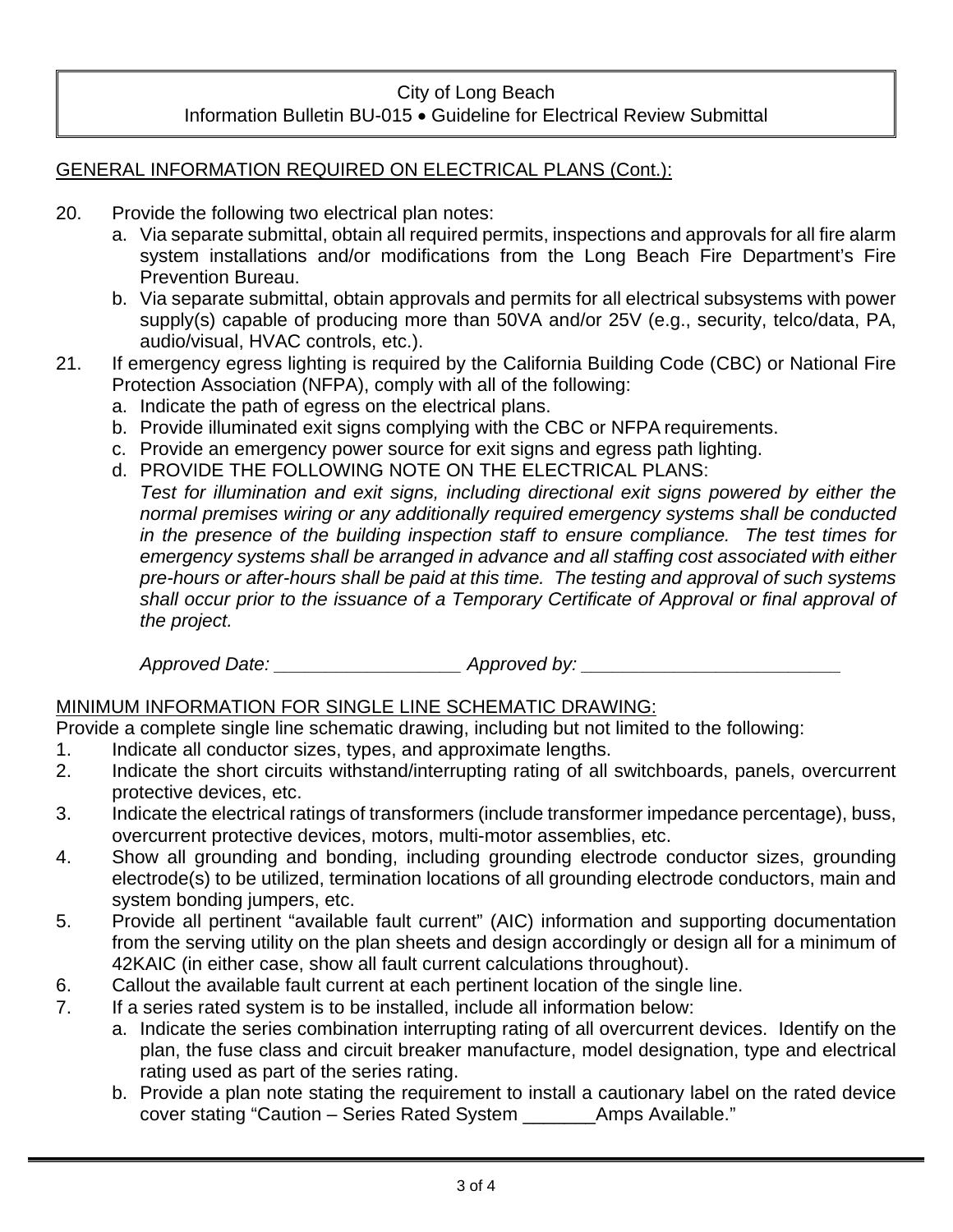GENERAL INFORMATION REQUIRED ON ELECTRICAL PLANS (Cont.):

20. Provide the following two electrical plan notes:
    a. Via separate submittal, obtain all required permits, inspections and approvals for all fire alarm system installations and/or modifications from the Long Beach Fire Department's Fire Prevention Bureau.
    b. Via separate submittal, obtain approvals and permits for all electrical subsystems with power supply(s) capable of producing more than 50VA and/or 25V (e.g., security, telco/data, PA, audio/visual, HVAC controls, etc.).
21. If emergency egress lighting is required by the California Building Code (CBC) or National Fire Protection Association (NFPA), comply with all of the following:
    a. Indicate the path of egress on the electrical plans.
    b. Provide illuminated exit signs complying with the CBC or NFPA requirements.
    c. Provide an emergency power source for exit signs and egress path lighting.
    d. PROVIDE THE FOLLOWING NOTE ON THE ELECTRICAL PLANS:
       *Test for illumination and exit signs, including directional exit signs powered by either the normal premises wiring or any additionally required emergency systems shall be conducted in the presence of the building inspection staff to ensure compliance. The test times for emergency systems shall be arranged in advance and all staffing cost associated with either pre-hours or after-hours shall be paid at this time. The testing and approval of such systems shall occur prior to the issuance of a Temporary Certificate of Approval or final approval of the project.*

       *Approved Date: ___________________ Approved by: __________________________*

MINIMUM INFORMATION FOR SINGLE LINE SCHEMATIC DRAWING:

Provide a complete single line schematic drawing, including but not limited to the following:

1. Indicate all conductor sizes, types, and approximate lengths.
2. Indicate the short circuits withstand/interrupting rating of all switchboards, panels, overcurrent protective devices, etc.
3. Indicate the electrical ratings of transformers (include transformer impedance percentage), buss, overcurrent protective devices, motors, multi-motor assemblies, etc.
4. Show all grounding and bonding, including grounding electrode conductor sizes, grounding electrode(s) to be utilized, termination locations of all grounding electrode conductors, main and system bonding jumpers, etc.
5. Provide all pertinent "available fault current" (AIC) information and supporting documentation from the serving utility on the plan sheets and design accordingly or design all for a minimum of 42KAIC (in either case, show all fault current calculations throughout).
6. Callout the available fault current at each pertinent location of the single line.
7. If a series rated system is to be installed, include all information below:
    a. Indicate the series combination interrupting rating of all overcurrent devices. Identify on the plan, the fuse class and circuit breaker manufacture, model designation, type and electrical rating used as part of the series rating.
    b. Provide a plan note stating the requirement to install a cautionary label on the rated device cover stating "Caution – Series Rated System _______Amps Available."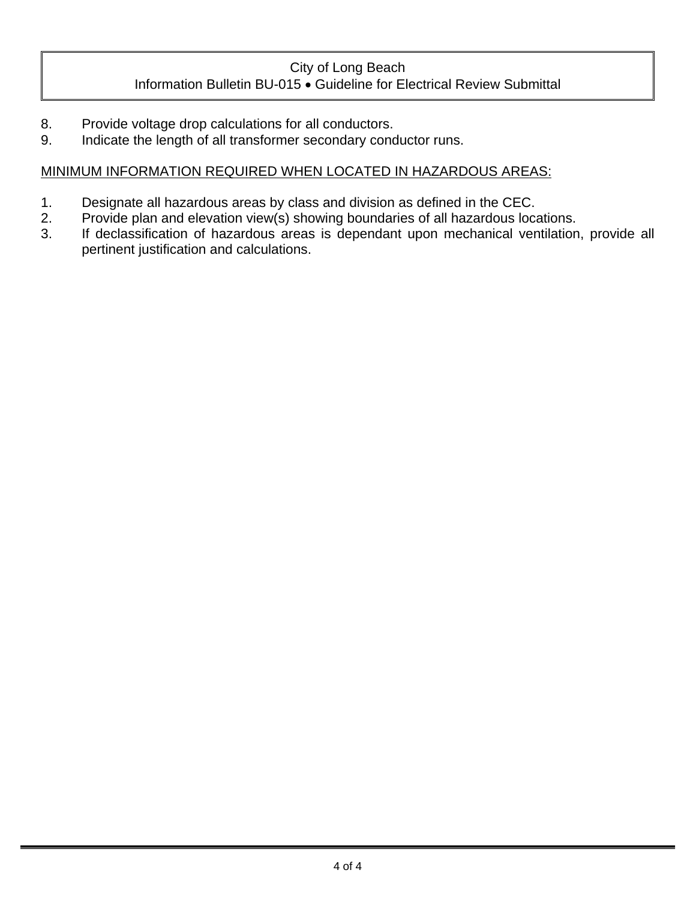8. Provide voltage drop calculations for all conductors.
9. Indicate the length of all transformer secondary conductor runs.

MINIMUM INFORMATION REQUIRED WHEN LOCATED IN HAZARDOUS AREAS:

1. Designate all hazardous areas by class and division as defined in the CEC.
2. Provide plan and elevation view(s) showing boundaries of all hazardous locations.
3. If declassification of hazardous areas is dependant upon mechanical ventilation, provide all pertinent justification and calculations.